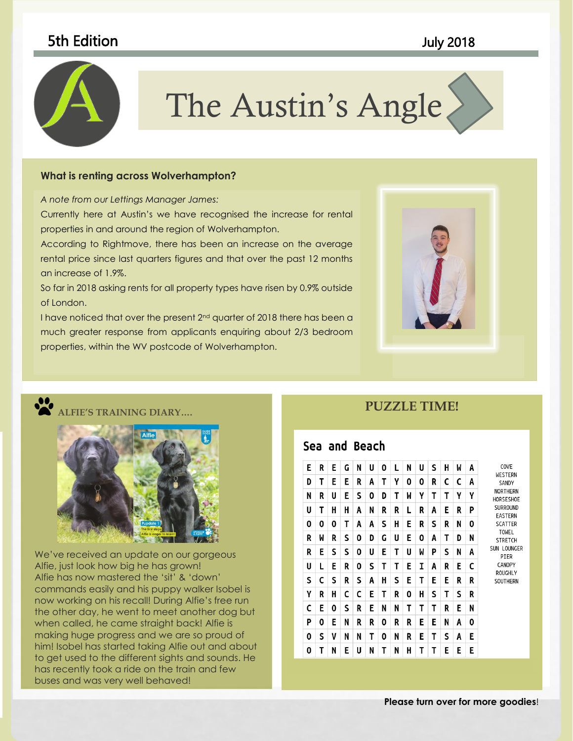5th Edition

July 2018

# The Austin's Angle

## What is renting across Wolverhampton?

*A note from our Lettings Manager James:*

Currently here at Austin's we have recognised the increase for rental properties in and around the region of Wolverhampton.

According to Rightmove, there has been an increase on the average rental price since last quarters figures and that over the past 12 months an increase of 1.9%.

So far in 2018 asking rents for all property types have risen by 0.9% outside of London.

I have noticed that over the present 2nd quarter of 2018 there has been a much greater response from applicants enquiring about 2/3 bedroom properties, within the WV postcode of Wolverhampton.

## ALFIE'S TRAINING DIARY....

We've received an update on our gorgeous Alfie, just look how big he has grown! Alfie has now mastered the 'sit' & 'down' commands easily and his puppy walker Isobel is now working on his recall! During Alfie's free run the other day, he went to meet another dog but when called, he came straight back! Alfie is making huge progress and we are so proud of him! Isobel has started taking Alfie out and about to get used to the different sights and sounds. He has recently took a ride on the train and few buses and was very well behaved!

## PUZZLE TIME!

### Sea and Beach

| | | | | | | | | | | | | | |
|---|---|---|---|---|---|---|---|---|---|---|---|---|---|
| E | R | E | G | N | U | O | L | N | U | S | H | W | A |
| D | T | E | E | R | A | T | Y | O | O | R | C | C | A |
| N | R | U | E | S | O | D | T | W | Y | T | T | Y | Y |
| U | T | H | H | A | N | R | R | L | R | A | E | R | P |
| O | O | O | T | A | A | S | H | E | R | S | R | N | O |
| R | W | R | S | O | D | G | U | E | O | A | T | D | N |
| R | E | S | S | O | U | E | T | U | W | P | S | N | A |
| U | L | E | R | O | S | T | T | E | I | A | R | E | C |
| S | C | S | R | S | A | H | S | E | T | E | E | R | R |
| Y | R | H | C | C | E | T | R | O | H | S | T | S | R |
| C | E | O | S | R | E | N | N | T | T | T | R | E | N |
| P | O | E | N | R | R | O | R | R | E | E | N | A | O |
| O | S | V | N | N | T | O | N | R | E | T | S | A | E |
| O | T | N | E | U | N | T | N | H | T | T | E | E | E |

COVE
WESTERN
SANDY
NORTHERN
HORSESHOE
SURROUND
EASTERN
SCATTER
TOWEL
STRETCH
SUN LOUNGER
PIER
CANOPY
ROUGHLY
SOUTHERN

**Please turn over for more goodies!**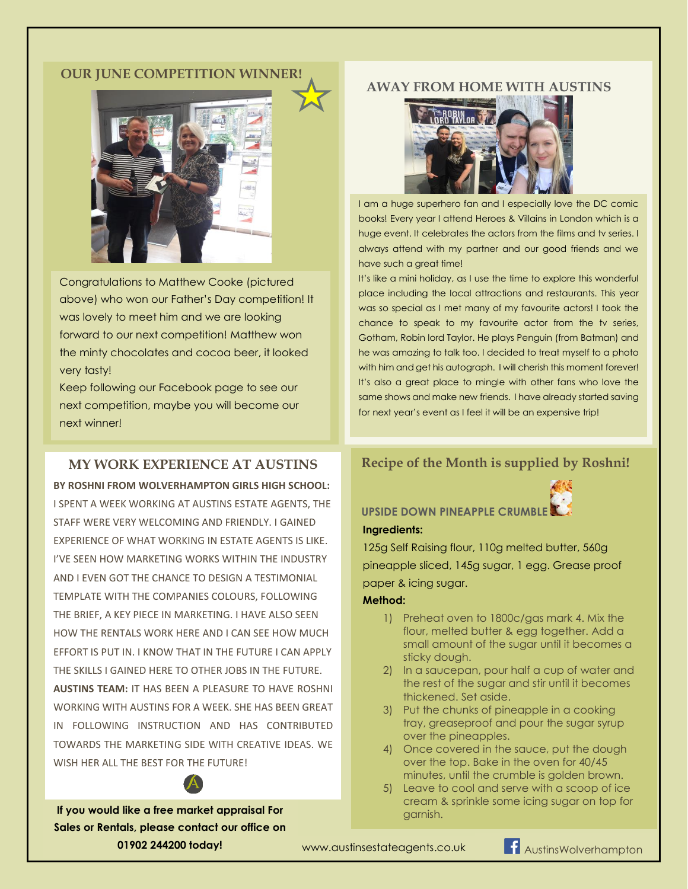## OUR JUNE COMPETITION WINNER!

Congratulations to Matthew Cooke (pictured above) who won our Father's Day competition! It was lovely to meet him and we are looking forward to our next competition! Matthew won the minty chocolates and cocoa beer, it looked very tasty!

Keep following our Facebook page to see our next competition, maybe you will become our next winner!

## AWAY FROM HOME WITH AUSTINS

I am a huge superhero fan and I especially love the DC comic books! Every year I attend Heroes & Villains in London which is a huge event. It celebrates the actors from the films and tv series. I always attend with my partner and our good friends and we have such a great time!

It's like a mini holiday, as I use the time to explore this wonderful place including the local attractions and restaurants. This year was so special as I met many of my favourite actors! I took the chance to speak to my favourite actor from the tv series, Gotham, Robin lord Taylor. He plays Penguin (from Batman) and he was amazing to talk too. I decided to treat myself to a photo with him and get his autograph. I will cherish this moment forever! It's also a great place to mingle with other fans who love the same shows and make new friends. I have already started saving for next year's event as I feel it will be an expensive trip!

## MY WORK EXPERIENCE AT AUSTINS

**BY ROSHNI FROM WOLVERHAMPTON GIRLS HIGH SCHOOL:** I SPENT A WEEK WORKING AT AUSTINS ESTATE AGENTS, THE STAFF WERE VERY WELCOMING AND FRIENDLY. I GAINED EXPERIENCE OF WHAT WORKING IN ESTATE AGENTS IS LIKE. I'VE SEEN HOW MARKETING WORKS WITHIN THE INDUSTRY AND I EVEN GOT THE CHANCE TO DESIGN A TESTIMONIAL TEMPLATE WITH THE COMPANIES COLOURS, FOLLOWING THE BRIEF, A KEY PIECE IN MARKETING. I HAVE ALSO SEEN HOW THE RENTALS WORK HERE AND I CAN SEE HOW MUCH EFFORT IS PUT IN. I KNOW THAT IN THE FUTURE I CAN APPLY THE SKILLS I GAINED HERE TO OTHER JOBS IN THE FUTURE.

**AUSTINS TEAM:** IT HAS BEEN A PLEASURE TO HAVE ROSHNI WORKING WITH AUSTINS FOR A WEEK. SHE HAS BEEN GREAT IN FOLLOWING INSTRUCTION AND HAS CONTRIBUTED TOWARDS THE MARKETING SIDE WITH CREATIVE IDEAS. WE WISH HER ALL THE BEST FOR THE FUTURE!

**If you would like a free market appraisal For Sales or Rentals, please contact our office on 01902 244200 today!**

## Recipe of the Month is supplied by Roshni!

### UPSIDE DOWN PINEAPPLE CRUMBLE

**Ingredients:**

125g Self Raising flour, 110g melted butter, 560g pineapple sliced, 145g sugar, 1 egg. Grease proof paper & icing sugar.

**Method:**

1) Preheat oven to 1800c/gas mark 4. Mix the flour, melted butter & egg together. Add a small amount of the sugar until it becomes a sticky dough.
2) In a saucepan, pour half a cup of water and the rest of the sugar and stir until it becomes thickened. Set aside.
3) Put the chunks of pineapple in a cooking tray, greaseproof and pour the sugar syrup over the pineapples.
4) Once covered in the sauce, put the dough over the top. Bake in the oven for 40/45 minutes, until the crumble is golden brown.
5) Leave to cool and serve with a scoop of ice cream & sprinkle some icing sugar on top for garnish.

www.austinsestateagents.co.uk

AustinsWolverhampton